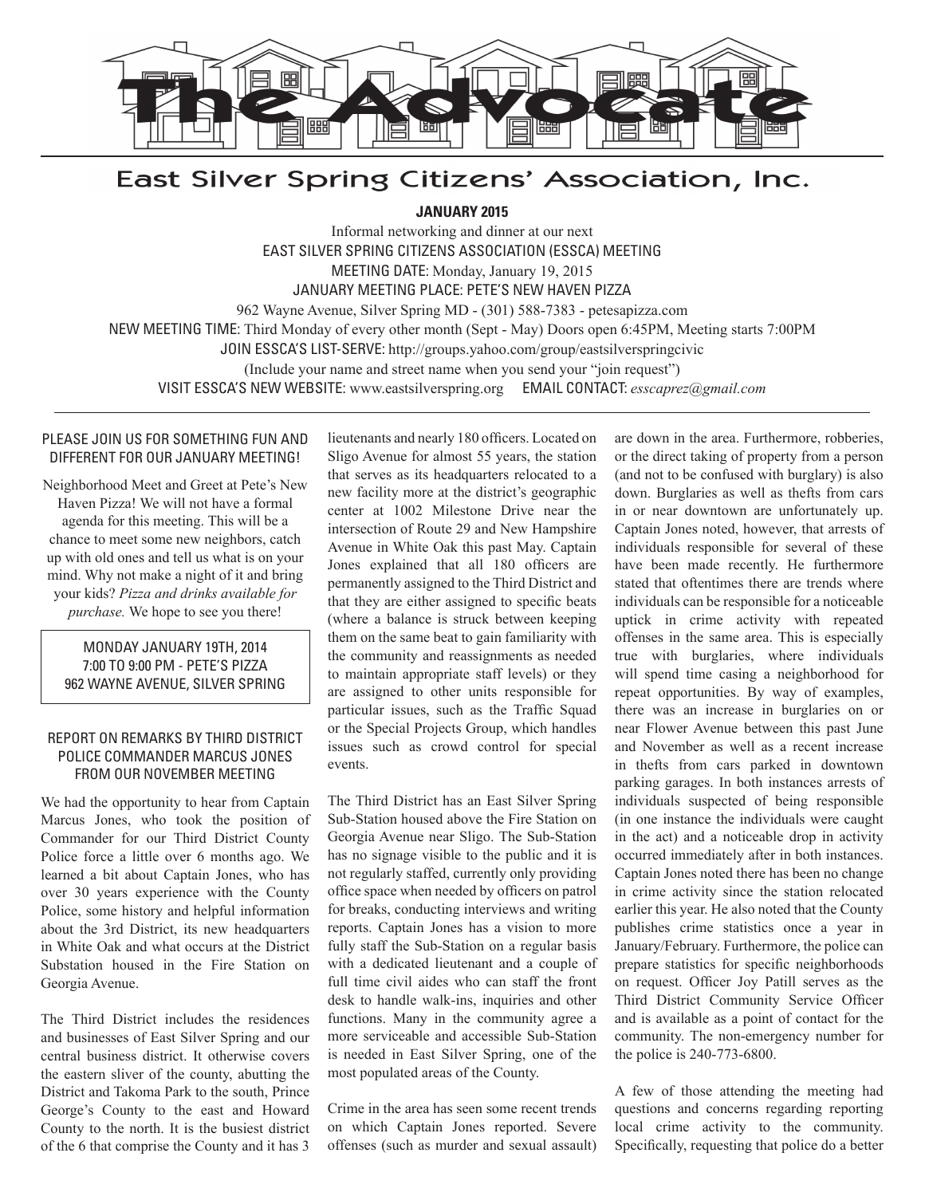# The Advocate

## East Silver Spring Citizens' Association, Inc.

**JANUARY 2015**

Informal networking and dinner at our next
EAST SILVER SPRING CITIZENS ASSOCIATION (ESSCA) MEETING
MEETING DATE: Monday, January 19, 2015
JANUARY MEETING PLACE: PETE'S NEW HAVEN PIZZA
962 Wayne Avenue, Silver Spring MD - (301) 588-7383 - petesapizza.com
NEW MEETING TIME: Third Monday of every other month (Sept - May) Doors open 6:45PM, Meeting starts 7:00PM
JOIN ESSCA'S LIST-SERVE: http://groups.yahoo.com/group/eastsilverspringcivic
(Include your name and street name when you send your "join request")
VISIT ESSCA'S NEW WEBSITE: www.eastsilverspring.org EMAIL CONTACT: *esscaprez@gmail.com*

---

### PLEASE JOIN US FOR SOMETHING FUN AND DIFFERENT FOR OUR JANUARY MEETING!

Neighborhood Meet and Greet at Pete's New Haven Pizza! We will not have a formal agenda for this meeting. This will be a chance to meet some new neighbors, catch up with old ones and tell us what is on your mind. Why not make a night of it and bring your kids? *Pizza and drinks available for purchase.* We hope to see you there!

MONDAY JANUARY 19TH, 2014
7:00 TO 9:00 PM - PETE'S PIZZA
962 WAYNE AVENUE, SILVER SPRING

### REPORT ON REMARKS BY THIRD DISTRICT POLICE COMMANDER MARCUS JONES FROM OUR NOVEMBER MEETING

We had the opportunity to hear from Captain Marcus Jones, who took the position of Commander for our Third District County Police force a little over 6 months ago. We learned a bit about Captain Jones, who has over 30 years experience with the County Police, some history and helpful information about the 3rd District, its new headquarters in White Oak and what occurs at the District Substation housed in the Fire Station on Georgia Avenue.

The Third District includes the residences and businesses of East Silver Spring and our central business district. It otherwise covers the eastern sliver of the county, abutting the District and Takoma Park to the south, Prince George's County to the east and Howard County to the north. It is the busiest district of the 6 that comprise the County and it has 3 lieutenants and nearly 180 officers. Located on Sligo Avenue for almost 55 years, the station that serves as its headquarters relocated to a new facility more at the district's geographic center at 1002 Milestone Drive near the intersection of Route 29 and New Hampshire Avenue in White Oak this past May. Captain Jones explained that all 180 officers are permanently assigned to the Third District and that they are either assigned to specific beats (where a balance is struck between keeping them on the same beat to gain familiarity with the community and reassignments as needed to maintain appropriate staff levels) or they are assigned to other units responsible for particular issues, such as the Traffic Squad or the Special Projects Group, which handles issues such as crowd control for special events.

The Third District has an East Silver Spring Sub-Station housed above the Fire Station on Georgia Avenue near Sligo. The Sub-Station has no signage visible to the public and it is not regularly staffed, currently only providing office space when needed by officers on patrol for breaks, conducting interviews and writing reports. Captain Jones has a vision to more fully staff the Sub-Station on a regular basis with a dedicated lieutenant and a couple of full time civil aides who can staff the front desk to handle walk-ins, inquiries and other functions. Many in the community agree a more serviceable and accessible Sub-Station is needed in East Silver Spring, one of the most populated areas of the County.

Crime in the area has seen some recent trends on which Captain Jones reported. Severe offenses (such as murder and sexual assault) are down in the area. Furthermore, robberies, or the direct taking of property from a person (and not to be confused with burglary) is also down. Burglaries as well as thefts from cars in or near downtown are unfortunately up. Captain Jones noted, however, that arrests of individuals responsible for several of these have been made recently. He furthermore stated that oftentimes there are trends where individuals can be responsible for a noticeable uptick in crime activity with repeated offenses in the same area. This is especially true with burglaries, where individuals will spend time casing a neighborhood for repeat opportunities. By way of examples, there was an increase in burglaries on or near Flower Avenue between this past June and November as well as a recent increase in thefts from cars parked in downtown parking garages. In both instances arrests of individuals suspected of being responsible (in one instance the individuals were caught in the act) and a noticeable drop in activity occurred immediately after in both instances. Captain Jones noted there has been no change in crime activity since the station relocated earlier this year. He also noted that the County publishes crime statistics once a year in January/February. Furthermore, the police can prepare statistics for specific neighborhoods on request. Officer Joy Patill serves as the Third District Community Service Officer and is available as a point of contact for the community. The non-emergency number for the police is 240-773-6800.

A few of those attending the meeting had questions and concerns regarding reporting local crime activity to the community. Specifically, requesting that police do a better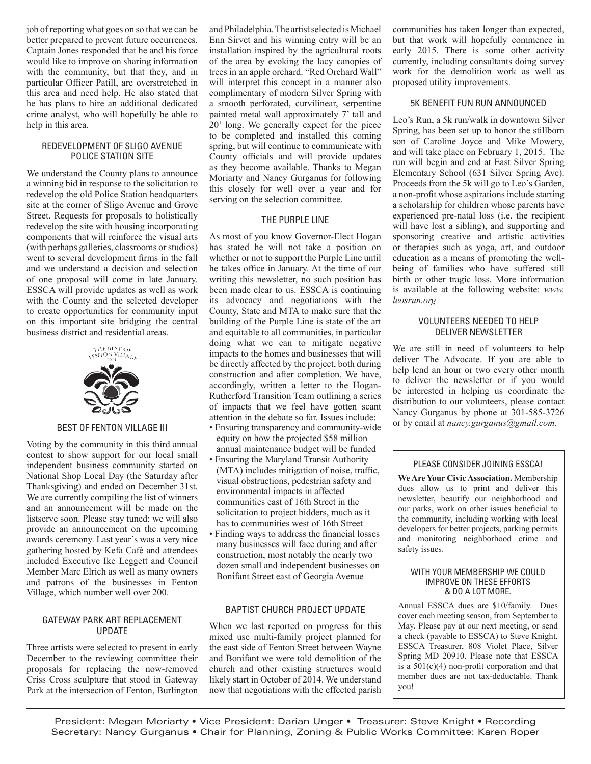job of reporting what goes on so that we can be better prepared to prevent future occurrences. Captain Jones responded that he and his force would like to improve on sharing information with the community, but that they, and in particular Officer Patill, are overstretched in this area and need help. He also stated that he has plans to hire an additional dedicated crime analyst, who will hopefully be able to help in this area.

## REDEVELOPMENT OF SLIGO AVENUE POLICE STATION SITE

We understand the County plans to announce a winning bid in response to the solicitation to redevelop the old Police Station headquarters site at the corner of Sligo Avenue and Grove Street. Requests for proposals to holistically redevelop the site with housing incorporating components that will reinforce the visual arts (with perhaps galleries, classrooms or studios) went to several development firms in the fall and we understand a decision and selection of one proposal will come in late January. ESSCA will provide updates as well as work with the County and the selected developer to create opportunities for community input on this important site bridging the central business district and residential areas.

THE BEST OF FENTON VILLAGE 2014

## BEST OF FENTON VILLAGE III

Voting by the community in this third annual contest to show support for our local small independent business community started on National Shop Local Day (the Saturday after Thanksgiving) and ended on December 31st. We are currently compiling the list of winners and an announcement will be made on the listserve soon. Please stay tuned: we will also provide an announcement on the upcoming awards ceremony. Last year's was a very nice gathering hosted by Kefa Café and attendees included Executive Ike Leggett and Council Member Marc Elrich as well as many owners and patrons of the businesses in Fenton Village, which number well over 200.

## GATEWAY PARK ART REPLACEMENT UPDATE

Three artists were selected to present in early December to the reviewing committee their proposals for replacing the now-removed Criss Cross sculpture that stood in Gateway Park at the intersection of Fenton, Burlington and Philadelphia. The artist selected is Michael Enn Sirvet and his winning entry will be an installation inspired by the agricultural roots of the area by evoking the lacy canopies of trees in an apple orchard. "Red Orchard Wall" will interpret this concept in a manner also complimentary of modern Silver Spring with a smooth perforated, curvilinear, serpentine painted metal wall approximately 7' tall and 20' long. We generally expect for the piece to be completed and installed this coming spring, but will continue to communicate with County officials and will provide updates as they become available. Thanks to Megan Moriarty and Nancy Gurganus for following this closely for well over a year and for serving on the selection committee.

## THE PURPLE LINE

As most of you know Governor-Elect Hogan has stated he will not take a position on whether or not to support the Purple Line until he takes office in January. At the time of our writing this newsletter, no such position has been made clear to us. ESSCA is continuing its advocacy and negotiations with the County, State and MTA to make sure that the building of the Purple Line is state of the art and equitable to all communities, in particular doing what we can to mitigate negative impacts to the homes and businesses that will be directly affected by the project, both during construction and after completion. We have, accordingly, written a letter to the Hogan-Rutherford Transition Team outlining a series of impacts that we feel have gotten scant attention in the debate so far. Issues include:

- Ensuring transparency and community-wide equity on how the projected $58 million annual maintenance budget will be funded
- Ensuring the Maryland Transit Authority (MTA) includes mitigation of noise, traffic, visual obstructions, pedestrian safety and environmental impacts in affected communities east of 16th Street in the solicitation to project bidders, much as it has to communities west of 16th Street
- Finding ways to address the financial losses many businesses will face during and after construction, most notably the nearly two dozen small and independent businesses on Bonifant Street east of Georgia Avenue

## BAPTIST CHURCH PROJECT UPDATE

When we last reported on progress for this mixed use multi-family project planned for the east side of Fenton Street between Wayne and Bonifant we were told demolition of the church and other existing structures would likely start in October of 2014. We understand now that negotiations with the effected parish communities has taken longer than expected, but that work will hopefully commence in early 2015. There is some other activity currently, including consultants doing survey work for the demolition work as well as proposed utility improvements.

## 5K BENEFIT FUN RUN ANNOUNCED

Leo's Run, a 5k run/walk in downtown Silver Spring, has been set up to honor the stillborn son of Caroline Joyce and Mike Mowery, and will take place on February 1, 2015. The run will begin and end at East Silver Spring Elementary School (631 Silver Spring Ave). Proceeds from the 5k will go to Leo's Garden, a non-profit whose aspirations include starting a scholarship for children whose parents have experienced pre-natal loss (i.e. the recipient will have lost a sibling), and supporting and sponsoring creative and artistic activities or therapies such as yoga, art, and outdoor education as a means of promoting the well-being of families who have suffered still birth or other tragic loss. More information is available at the following website: *www.leosrun.org*

## VOLUNTEERS NEEDED TO HELP DELIVER NEWSLETTER

We are still in need of volunteers to help deliver The Advocate. If you are able to help lend an hour or two every other month to deliver the newsletter or if you would be interested in helping us coordinate the distribution to our volunteers, please contact Nancy Gurganus by phone at 301-585-3726 or by email at *nancy.gurganus@gmail.com*.

## PLEASE CONSIDER JOINING ESSCA!

**We Are Your Civic Association.** Membership dues allow us to print and deliver this newsletter, beautify our neighborhood and our parks, work on other issues beneficial to the community, including working with local developers for better projects, parking permits and monitoring neighborhood crime and safety issues.

### WITH YOUR MEMBERSHIP WE COULD IMPROVE ON THESE EFFORTS & DO A LOT MORE.

Annual ESSCA dues are $10/family. Dues cover each meeting season, from September to May. Please pay at our next meeting, or send a check (payable to ESSCA) to Steve Knight, ESSCA Treasurer, 808 Violet Place, Silver Spring MD 20910. Please note that ESSCA is a 501(c)(4) non-profit corporation and that member dues are not tax-deductable. Thank you!

President: Megan Moriarty • Vice President: Darian Unger • Treasurer: Steve Knight • Recording Secretary: Nancy Gurganus • Chair for Planning, Zoning & Public Works Committee: Karen Roper